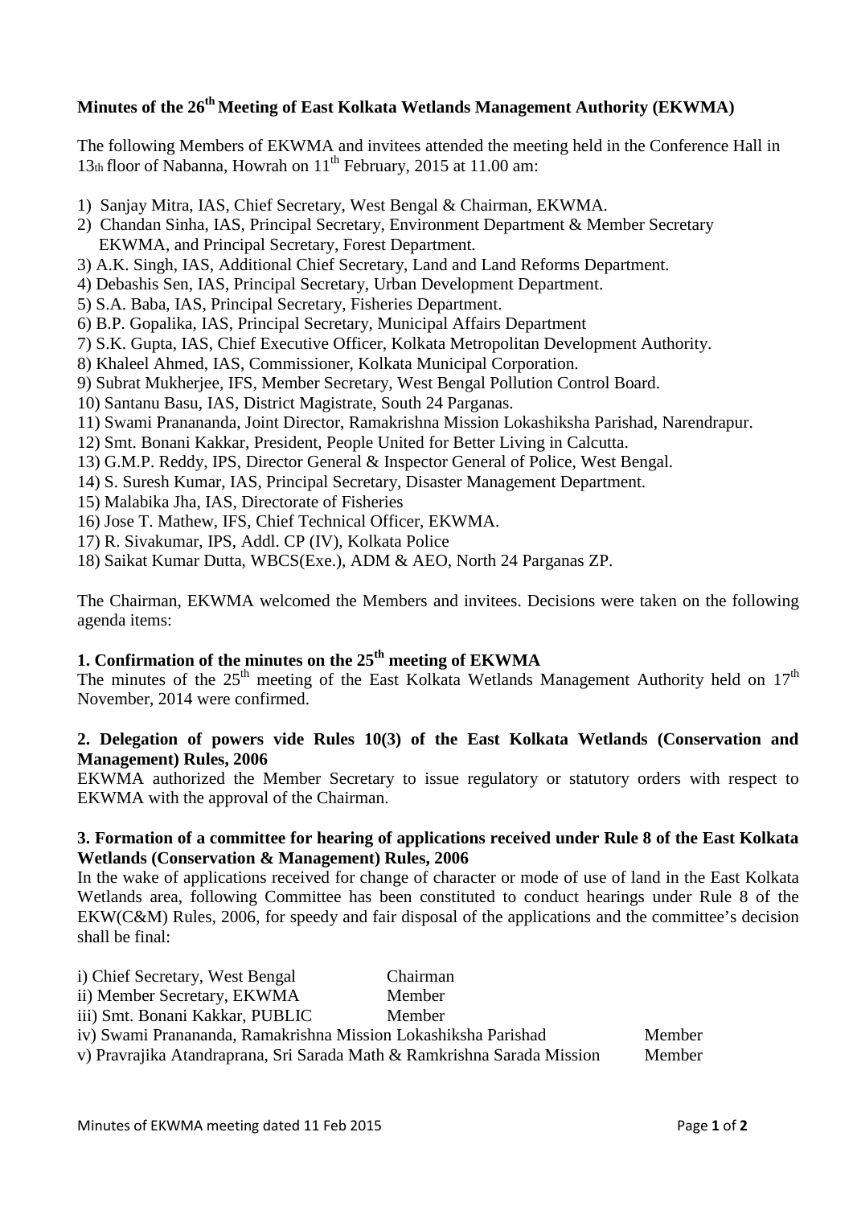## Minutes of the 26th Meeting of East Kolkata Wetlands Management Authority (EKWMA)

The following Members of EKWMA and invitees attended the meeting held in the Conference Hall in 13th floor of Nabanna, Howrah on 11th February, 2015 at 11.00 am:

1) Sanjay Mitra, IAS, Chief Secretary, West Bengal & Chairman, EKWMA.
2) Chandan Sinha, IAS, Principal Secretary, Environment Department & Member Secretary EKWMA, and Principal Secretary, Forest Department.
3) A.K. Singh, IAS, Additional Chief Secretary, Land and Land Reforms Department.
4) Debashis Sen, IAS, Principal Secretary, Urban Development Department.
5) S.A. Baba, IAS, Principal Secretary, Fisheries Department.
6) B.P. Gopalika, IAS, Principal Secretary, Municipal Affairs Department
7) S.K. Gupta, IAS, Chief Executive Officer, Kolkata Metropolitan Development Authority.
8) Khaleel Ahmed, IAS, Commissioner, Kolkata Municipal Corporation.
9) Subrat Mukherjee, IFS, Member Secretary, West Bengal Pollution Control Board.
10) Santanu Basu, IAS, District Magistrate, South 24 Parganas.
11) Swami Pranananda, Joint Director, Ramakrishna Mission Lokashiksha Parishad, Narendrapur.
12) Smt. Bonani Kakkar, President, People United for Better Living in Calcutta.
13) G.M.P. Reddy, IPS, Director General & Inspector General of Police, West Bengal.
14) S. Suresh Kumar, IAS, Principal Secretary, Disaster Management Department.
15) Malabika Jha, IAS, Directorate of Fisheries
16) Jose T. Mathew, IFS, Chief Technical Officer, EKWMA.
17) R. Sivakumar, IPS, Addl. CP (IV), Kolkata Police
18) Saikat Kumar Dutta, WBCS(Exe.), ADM & AEO, North 24 Parganas ZP.

The Chairman, EKWMA welcomed the Members and invitees. Decisions were taken on the following agenda items:

### 1. Confirmation of the minutes on the 25th meeting of EKWMA

The minutes of the 25th meeting of the East Kolkata Wetlands Management Authority held on 17th November, 2014 were confirmed.

### 2. Delegation of powers vide Rules 10(3) of the East Kolkata Wetlands (Conservation and Management) Rules, 2006

EKWMA authorized the Member Secretary to issue regulatory or statutory orders with respect to EKWMA with the approval of the Chairman.

### 3. Formation of a committee for hearing of applications received under Rule 8 of the East Kolkata Wetlands (Conservation & Management) Rules, 2006

In the wake of applications received for change of character or mode of use of land in the East Kolkata Wetlands area, following Committee has been constituted to conduct hearings under Rule 8 of the EKW(C&M) Rules, 2006, for speedy and fair disposal of the applications and the committee's decision shall be final:

| | |
|---|---|
| i) Chief Secretary, West Bengal | Chairman |
| ii) Member Secretary, EKWMA | Member |
| iii) Smt. Bonani Kakkar, PUBLIC | Member |
| iv) Swami Pranananda, Ramakrishna Mission Lokashiksha Parishad | Member |
| v) Pravrajika Atandraprana, Sri Sarada Math & Ramkrishna Sarada Mission | Member |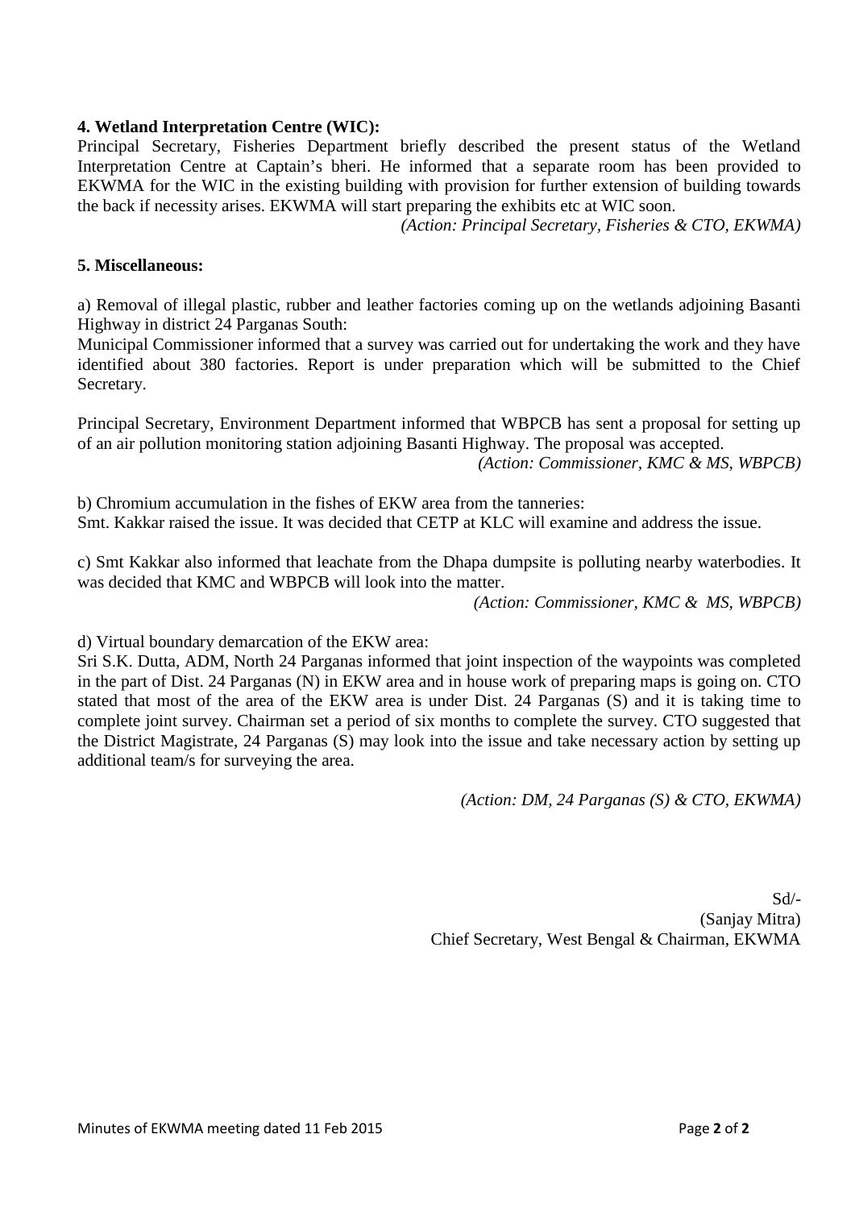**4. Wetland Interpretation Centre (WIC):**

Principal Secretary, Fisheries Department briefly described the present status of the Wetland Interpretation Centre at Captain's bheri. He informed that a separate room has been provided to EKWMA for the WIC in the existing building with provision for further extension of building towards the back if necessity arises. EKWMA will start preparing the exhibits etc at WIC soon.

*(Action: Principal Secretary, Fisheries & CTO, EKWMA)*

**5. Miscellaneous:**

a) Removal of illegal plastic, rubber and leather factories coming up on the wetlands adjoining Basanti Highway in district 24 Parganas South:

Municipal Commissioner informed that a survey was carried out for undertaking the work and they have identified about 380 factories. Report is under preparation which will be submitted to the Chief Secretary.

Principal Secretary, Environment Department informed that WBPCB has sent a proposal for setting up of an air pollution monitoring station adjoining Basanti Highway. The proposal was accepted.

*(Action: Commissioner, KMC & MS, WBPCB)*

b) Chromium accumulation in the fishes of EKW area from the tanneries:

Smt. Kakkar raised the issue. It was decided that CETP at KLC will examine and address the issue.

c) Smt Kakkar also informed that leachate from the Dhapa dumpsite is polluting nearby waterbodies. It was decided that KMC and WBPCB will look into the matter.

*(Action: Commissioner, KMC & MS, WBPCB)*

d) Virtual boundary demarcation of the EKW area:

Sri S.K. Dutta, ADM, North 24 Parganas informed that joint inspection of the waypoints was completed in the part of Dist. 24 Parganas (N) in EKW area and in house work of preparing maps is going on. CTO stated that most of the area of the EKW area is under Dist. 24 Parganas (S) and it is taking time to complete joint survey. Chairman set a period of six months to complete the survey. CTO suggested that the District Magistrate, 24 Parganas (S) may look into the issue and take necessary action by setting up additional team/s for surveying the area.

*(Action: DM, 24 Parganas (S) & CTO, EKWMA)*

Sd/-
(Sanjay Mitra)
Chief Secretary, West Bengal & Chairman, EKWMA